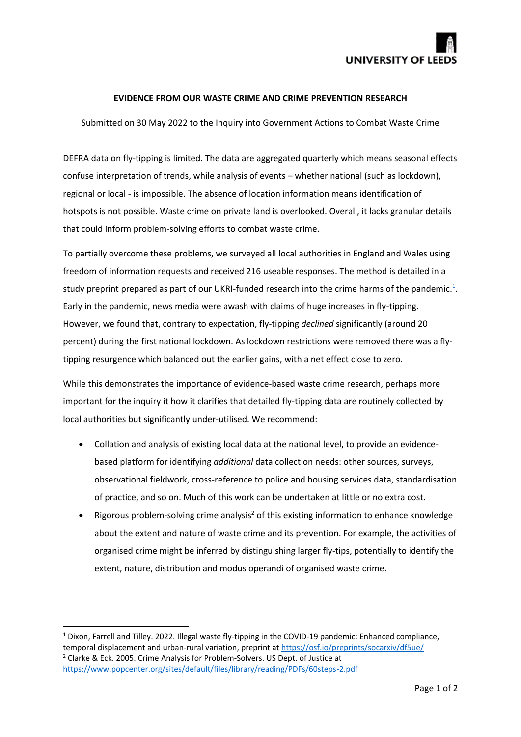UNIVERSITY OF LEEDS

**EVIDENCE FROM OUR WASTE CRIME AND CRIME PREVENTION RESEARCH**

Submitted on 30 May 2022 to the Inquiry into Government Actions to Combat Waste Crime

DEFRA data on fly-tipping is limited. The data are aggregated quarterly which means seasonal effects confuse interpretation of trends, while analysis of events – whether national (such as lockdown), regional or local - is impossible. The absence of location information means identification of hotspots is not possible. Waste crime on private land is overlooked. Overall, it lacks granular details that could inform problem-solving efforts to combat waste crime.

To partially overcome these problems, we surveyed all local authorities in England and Wales using freedom of information requests and received 216 useable responses. The method is detailed in a study preprint prepared as part of our UKRI-funded research into the crime harms of the pandemic.[1]. Early in the pandemic, news media were awash with claims of huge increases in fly-tipping. However, we found that, contrary to expectation, fly-tipping *declined* significantly (around 20 percent) during the first national lockdown. As lockdown restrictions were removed there was a fly-tipping resurgence which balanced out the earlier gains, with a net effect close to zero.

While this demonstrates the importance of evidence-based waste crime research, perhaps more important for the inquiry it how it clarifies that detailed fly-tipping data are routinely collected by local authorities but significantly under-utilised. We recommend:

- Collation and analysis of existing local data at the national level, to provide an evidence-based platform for identifying *additional* data collection needs: other sources, surveys, observational fieldwork, cross-reference to police and housing services data, standardisation of practice, and so on. Much of this work can be undertaken at little or no extra cost.
- Rigorous problem-solving crime analysis[2] of this existing information to enhance knowledge about the extent and nature of waste crime and its prevention. For example, the activities of organised crime might be inferred by distinguishing larger fly-tips, potentially to identify the extent, nature, distribution and modus operandi of organised waste crime.

---

[1] Dixon, Farrell and Tilley. 2022. Illegal waste fly-tipping in the COVID-19 pandemic: Enhanced compliance, temporal displacement and urban-rural variation, preprint at https://osf.io/preprints/socarxiv/df5ue/

[2] Clarke & Eck. 2005. Crime Analysis for Problem-Solvers. US Dept. of Justice at https://www.popcenter.org/sites/default/files/library/reading/PDFs/60steps-2.pdf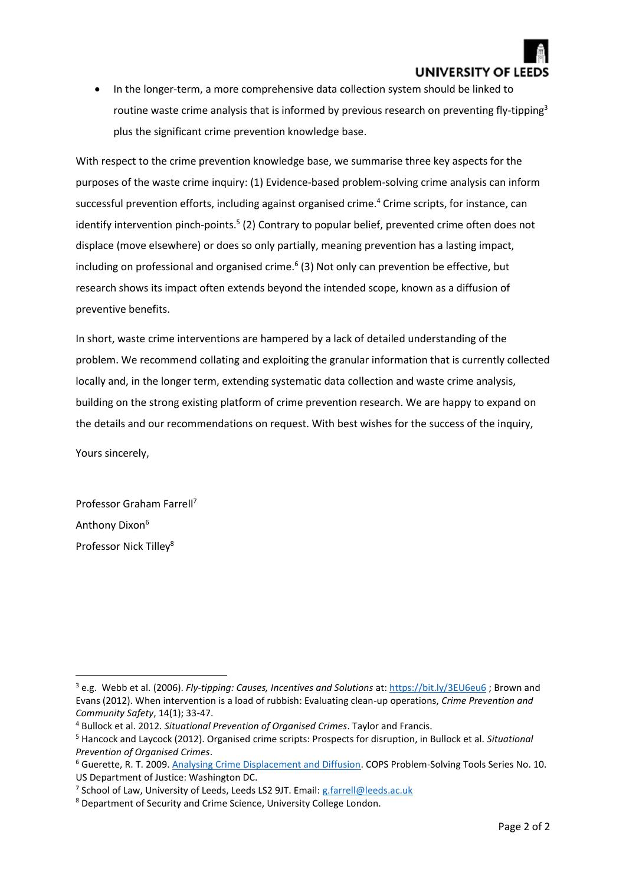- In the longer-term, a more comprehensive data collection system should be linked to routine waste crime analysis that is informed by previous research on preventing fly-tipping[3] plus the significant crime prevention knowledge base.

With respect to the crime prevention knowledge base, we summarise three key aspects for the purposes of the waste crime inquiry: (1) Evidence-based problem-solving crime analysis can inform successful prevention efforts, including against organised crime.[4] Crime scripts, for instance, can identify intervention pinch-points.[5] (2) Contrary to popular belief, prevented crime often does not displace (move elsewhere) or does so only partially, meaning prevention has a lasting impact, including on professional and organised crime.[6] (3) Not only can prevention be effective, but research shows its impact often extends beyond the intended scope, known as a diffusion of preventive benefits.

In short, waste crime interventions are hampered by a lack of detailed understanding of the problem. We recommend collating and exploiting the granular information that is currently collected locally and, in the longer term, extending systematic data collection and waste crime analysis, building on the strong existing platform of crime prevention research. We are happy to expand on the details and our recommendations on request. With best wishes for the success of the inquiry,

Yours sincerely,

Professor Graham Farrell[7]  
Anthony Dixon[6]  
Professor Nick Tilley[8]

---

[3] e.g. Webb et al. (2006). *Fly-tipping: Causes, Incentives and Solutions* at: https://bit.ly/3EU6eu6 ; Brown and Evans (2012). When intervention is a load of rubbish: Evaluating clean-up operations, *Crime Prevention and Community Safety*, 14(1); 33-47.

[4] Bullock et al. 2012. *Situational Prevention of Organised Crimes*. Taylor and Francis.

[5] Hancock and Laycock (2012). Organised crime scripts: Prospects for disruption, in Bullock et al. *Situational Prevention of Organised Crimes*.

[6] Guerette, R. T. 2009. Analysing Crime Displacement and Diffusion. COPS Problem-Solving Tools Series No. 10. US Department of Justice: Washington DC.

[7] School of Law, University of Leeds, Leeds LS2 9JT. Email: g.farrell@leeds.ac.uk

[8] Department of Security and Crime Science, University College London.